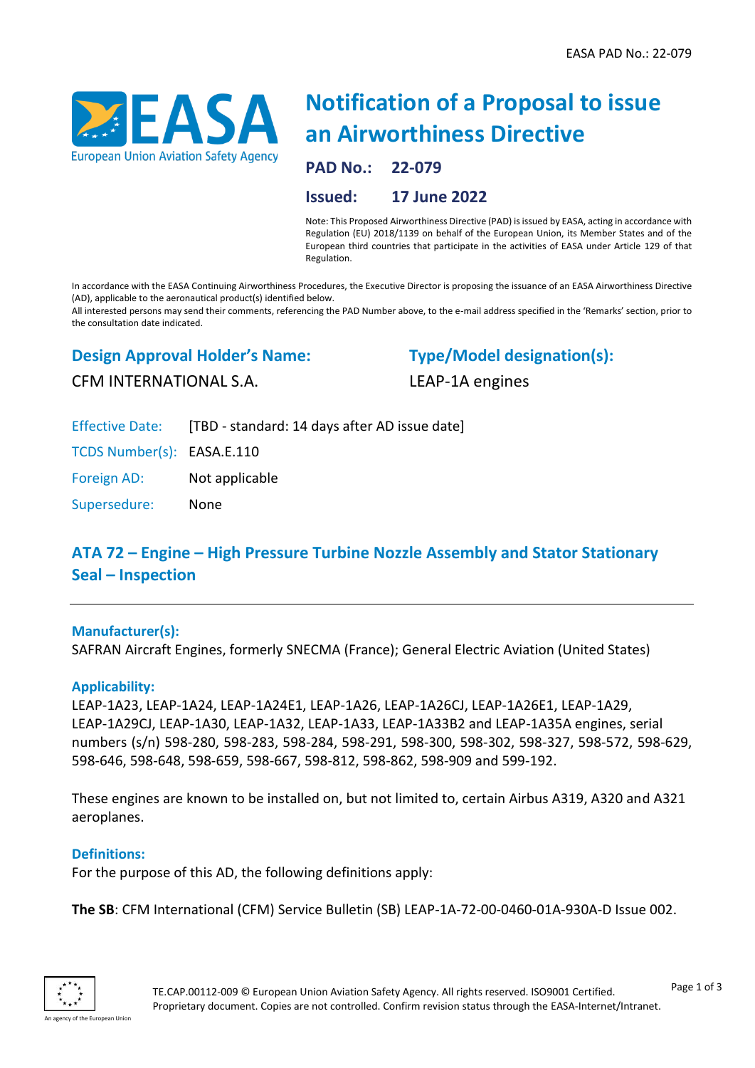EASA PAD No.: 22-079

# Notification of a Proposal to issue an Airworthiness Directive

**PAD No.: 22-079**

**Issued: 17 June 2022**

Note: This Proposed Airworthiness Directive (PAD) is issued by EASA, acting in accordance with Regulation (EU) 2018/1139 on behalf of the European Union, its Member States and of the European third countries that participate in the activities of EASA under Article 129 of that Regulation.

In accordance with the EASA Continuing Airworthiness Procedures, the Executive Director is proposing the issuance of an EASA Airworthiness Directive (AD), applicable to the aeronautical product(s) identified below.
All interested persons may send their comments, referencing the PAD Number above, to the e-mail address specified in the 'Remarks' section, prior to the consultation date indicated.

## Design Approval Holder's Name:

CFM INTERNATIONAL S.A.

## Type/Model designation(s):

LEAP-1A engines

Effective Date: [TBD - standard: 14 days after AD issue date]

TCDS Number(s): EASA.E.110

Foreign AD: Not applicable

Supersedure: None

## ATA 72 – Engine – High Pressure Turbine Nozzle Assembly and Stator Stationary Seal – Inspection

### Manufacturer(s):

SAFRAN Aircraft Engines, formerly SNECMA (France); General Electric Aviation (United States)

### Applicability:

LEAP-1A23, LEAP-1A24, LEAP-1A24E1, LEAP-1A26, LEAP-1A26CJ, LEAP-1A26E1, LEAP-1A29, LEAP-1A29CJ, LEAP-1A30, LEAP-1A32, LEAP-1A33, LEAP-1A33B2 and LEAP-1A35A engines, serial numbers (s/n) 598-280, 598-283, 598-284, 598-291, 598-300, 598-302, 598-327, 598-572, 598-629, 598-646, 598-648, 598-659, 598-667, 598-812, 598-862, 598-909 and 599-192.

These engines are known to be installed on, but not limited to, certain Airbus A319, A320 and A321 aeroplanes.

### Definitions:

For the purpose of this AD, the following definitions apply:

**The SB**: CFM International (CFM) Service Bulletin (SB) LEAP-1A-72-00-0460-01A-930A-D Issue 002.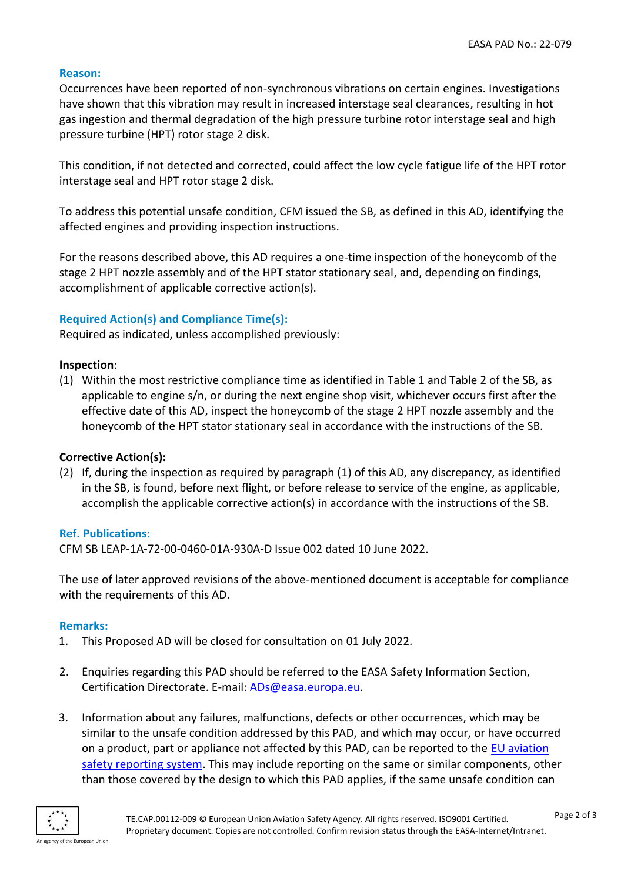**Reason:**

Occurrences have been reported of non-synchronous vibrations on certain engines. Investigations have shown that this vibration may result in increased interstage seal clearances, resulting in hot gas ingestion and thermal degradation of the high pressure turbine rotor interstage seal and high pressure turbine (HPT) rotor stage 2 disk.

This condition, if not detected and corrected, could affect the low cycle fatigue life of the HPT rotor interstage seal and HPT rotor stage 2 disk.

To address this potential unsafe condition, CFM issued the SB, as defined in this AD, identifying the affected engines and providing inspection instructions.

For the reasons described above, this AD requires a one-time inspection of the honeycomb of the stage 2 HPT nozzle assembly and of the HPT stator stationary seal, and, depending on findings, accomplishment of applicable corrective action(s).

**Required Action(s) and Compliance Time(s):**

Required as indicated, unless accomplished previously:

**Inspection**:

(1) Within the most restrictive compliance time as identified in Table 1 and Table 2 of the SB, as applicable to engine s/n, or during the next engine shop visit, whichever occurs first after the effective date of this AD, inspect the honeycomb of the stage 2 HPT nozzle assembly and the honeycomb of the HPT stator stationary seal in accordance with the instructions of the SB.

**Corrective Action(s):**

(2) If, during the inspection as required by paragraph (1) of this AD, any discrepancy, as identified in the SB, is found, before next flight, or before release to service of the engine, as applicable, accomplish the applicable corrective action(s) in accordance with the instructions of the SB.

**Ref. Publications:**

CFM SB LEAP-1A-72-00-0460-01A-930A-D Issue 002 dated 10 June 2022.

The use of later approved revisions of the above-mentioned document is acceptable for compliance with the requirements of this AD.

**Remarks:**

1. This Proposed AD will be closed for consultation on 01 July 2022.

2. Enquiries regarding this PAD should be referred to the EASA Safety Information Section, Certification Directorate. E-mail: ADs@easa.europa.eu.

3. Information about any failures, malfunctions, defects or other occurrences, which may be similar to the unsafe condition addressed by this PAD, and which may occur, or have occurred on a product, part or appliance not affected by this PAD, can be reported to the EU aviation safety reporting system. This may include reporting on the same or similar components, other than those covered by the design to which this PAD applies, if the same unsafe condition can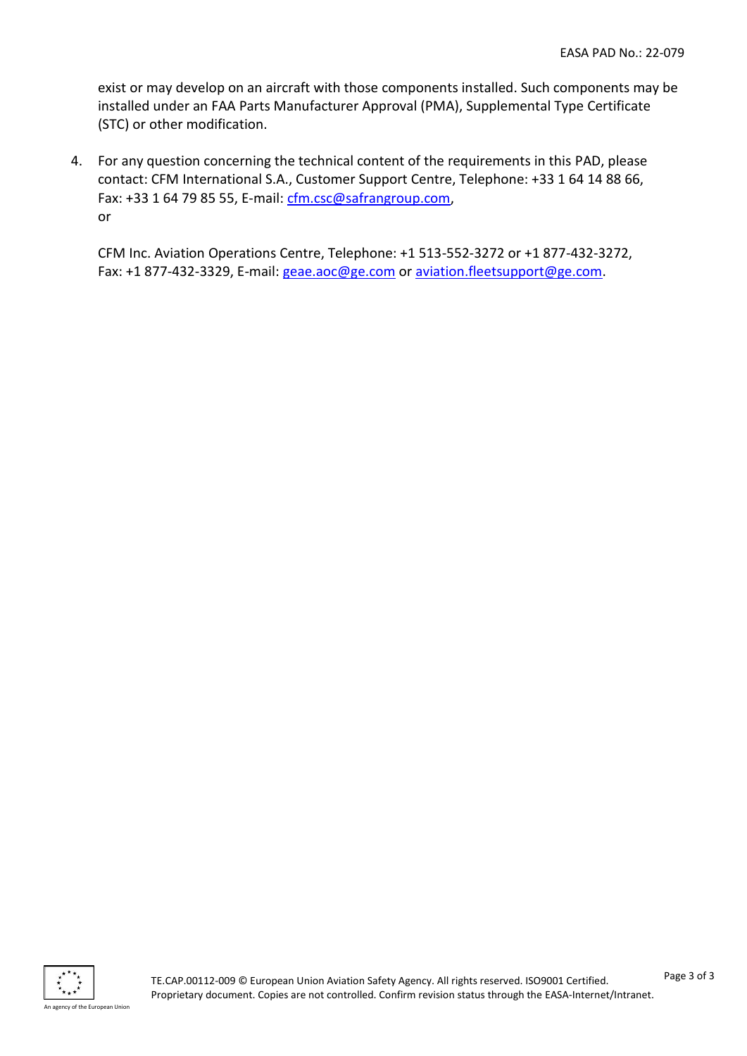exist or may develop on an aircraft with those components installed. Such components may be installed under an FAA Parts Manufacturer Approval (PMA), Supplemental Type Certificate (STC) or other modification.

4. For any question concerning the technical content of the requirements in this PAD, please contact: CFM International S.A., Customer Support Centre, Telephone: +33 1 64 14 88 66, Fax: +33 1 64 79 85 55, E-mail: cfm.csc@safrangroup.com,
   or

   CFM Inc. Aviation Operations Centre, Telephone: +1 513-552-3272 or +1 877-432-3272, Fax: +1 877-432-3329, E-mail: geae.aoc@ge.com or aviation.fleetsupport@ge.com.